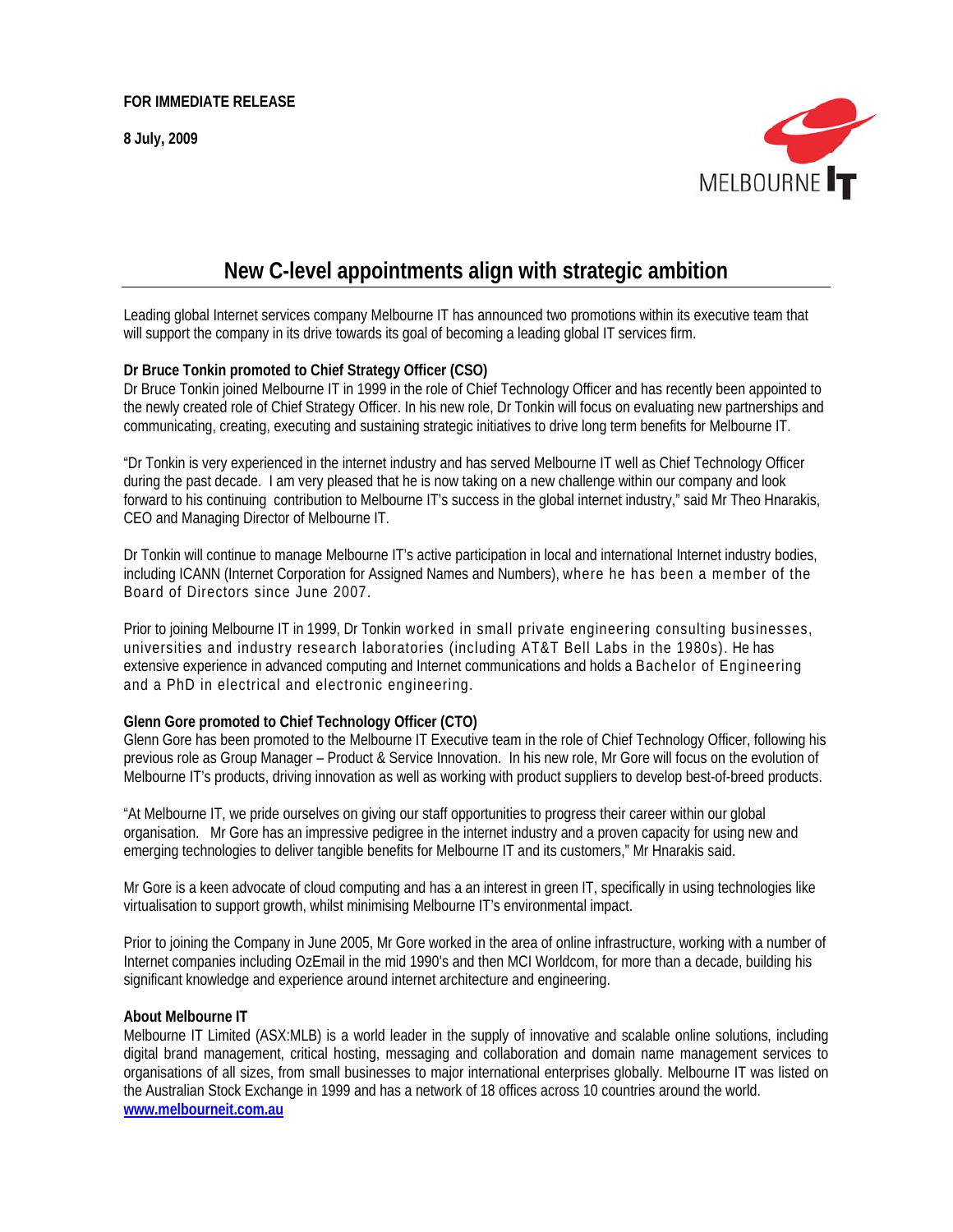**FOR IMMEDIATE RELEASE**

**8 July, 2009**

# New C-level appointments align with strategic ambition

Leading global Internet services company Melbourne IT has announced two promotions within its executive team that will support the company in its drive towards its goal of becoming a leading global IT services firm.

**Dr Bruce Tonkin promoted to Chief Strategy Officer (CSO)**

Dr Bruce Tonkin joined Melbourne IT in 1999 in the role of Chief Technology Officer and has recently been appointed to the newly created role of Chief Strategy Officer. In his new role, Dr Tonkin will focus on evaluating new partnerships and communicating, creating, executing and sustaining strategic initiatives to drive long term benefits for Melbourne IT.

"Dr Tonkin is very experienced in the internet industry and has served Melbourne IT well as Chief Technology Officer during the past decade. I am very pleased that he is now taking on a new challenge within our company and look forward to his continuing contribution to Melbourne IT's success in the global internet industry," said Mr Theo Hnarakis, CEO and Managing Director of Melbourne IT.

Dr Tonkin will continue to manage Melbourne IT's active participation in local and international Internet industry bodies, including ICANN (Internet Corporation for Assigned Names and Numbers), where he has been a member of the Board of Directors since June 2007.

Prior to joining Melbourne IT in 1999, Dr Tonkin worked in small private engineering consulting businesses, universities and industry research laboratories (including AT&T Bell Labs in the 1980s). He has extensive experience in advanced computing and Internet communications and holds a Bachelor of Engineering and a PhD in electrical and electronic engineering.

**Glenn Gore promoted to Chief Technology Officer (CTO)**

Glenn Gore has been promoted to the Melbourne IT Executive team in the role of Chief Technology Officer, following his previous role as Group Manager – Product & Service Innovation. In his new role, Mr Gore will focus on the evolution of Melbourne IT's products, driving innovation as well as working with product suppliers to develop best-of-breed products.

"At Melbourne IT, we pride ourselves on giving our staff opportunities to progress their career within our global organisation. Mr Gore has an impressive pedigree in the internet industry and a proven capacity for using new and emerging technologies to deliver tangible benefits for Melbourne IT and its customers," Mr Hnarakis said.

Mr Gore is a keen advocate of cloud computing and has a an interest in green IT, specifically in using technologies like virtualisation to support growth, whilst minimising Melbourne IT's environmental impact.

Prior to joining the Company in June 2005, Mr Gore worked in the area of online infrastructure, working with a number of Internet companies including OzEmail in the mid 1990's and then MCI Worldcom, for more than a decade, building his significant knowledge and experience around internet architecture and engineering.

**About Melbourne IT**

Melbourne IT Limited (ASX:MLB) is a world leader in the supply of innovative and scalable online solutions, including digital brand management, critical hosting, messaging and collaboration and domain name management services to organisations of all sizes, from small businesses to major international enterprises globally. Melbourne IT was listed on the Australian Stock Exchange in 1999 and has a network of 18 offices across 10 countries around the world.
www.melbourneit.com.au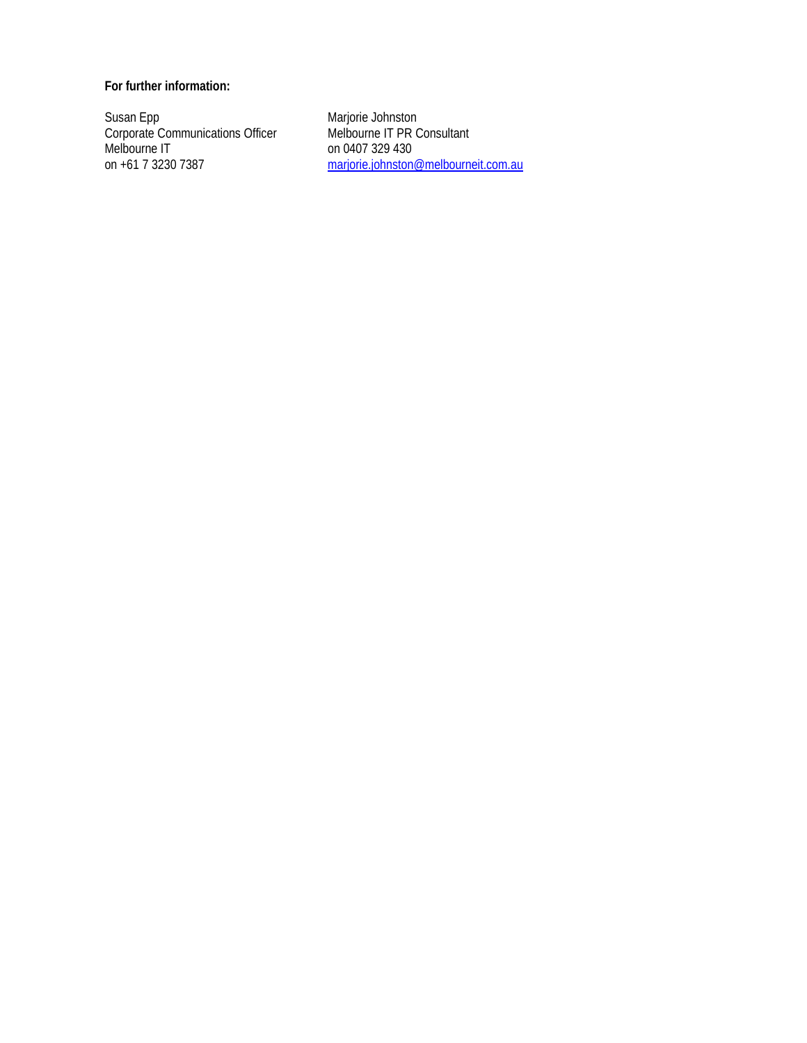**For further information:**

Susan Epp
Corporate Communications Officer
Melbourne IT
on +61 7 3230 7387

Marjorie Johnston
Melbourne IT PR Consultant
on 0407 329 430
marjorie.johnston@melbourneit.com.au